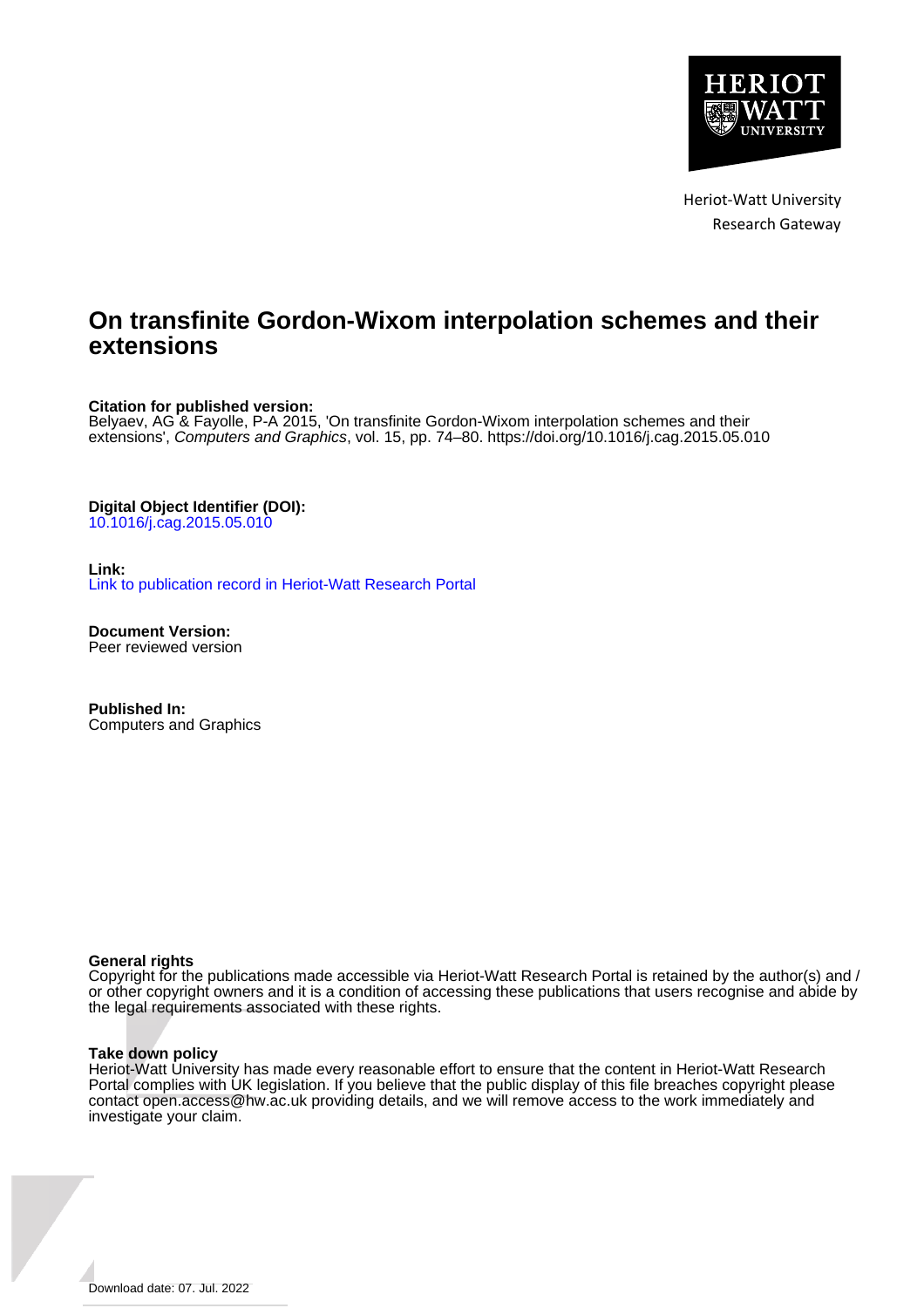Heriot-Watt University
Research Gateway

# On transfinite Gordon-Wixom interpolation schemes and their extensions

**Citation for published version:**
Belyaev, AG & Fayolle, P-A 2015, 'On transfinite Gordon-Wixom interpolation schemes and their extensions', *Computers and Graphics*, vol. 15, pp. 74–80. https://doi.org/10.1016/j.cag.2015.05.010

**Digital Object Identifier (DOI):**
10.1016/j.cag.2015.05.010

**Link:**
Link to publication record in Heriot-Watt Research Portal

**Document Version:**
Peer reviewed version

**Published In:**
Computers and Graphics

**General rights**
Copyright for the publications made accessible via Heriot-Watt Research Portal is retained by the author(s) and / or other copyright owners and it is a condition of accessing these publications that users recognise and abide by the legal requirements associated with these rights.

**Take down policy**
Heriot-Watt University has made every reasonable effort to ensure that the content in Heriot-Watt Research Portal complies with UK legislation. If you believe that the public display of this file breaches copyright please contact open.access@hw.ac.uk providing details, and we will remove access to the work immediately and investigate your claim.

Download date: 07. Jul. 2022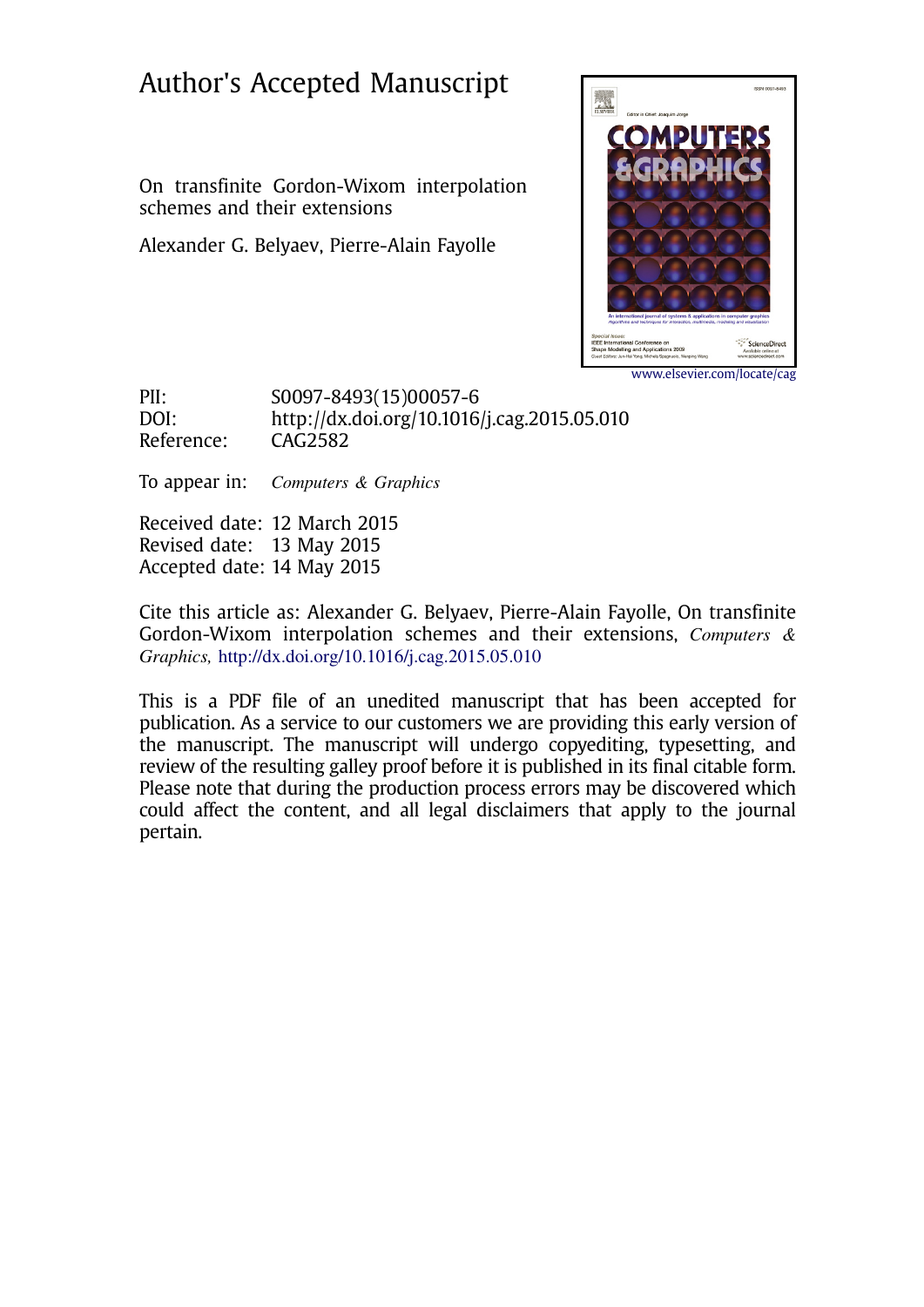# Author's Accepted Manuscript

On transfinite Gordon-Wixom interpolation schemes and their extensions

Alexander G. Belyaev, Pierre-Alain Fayolle

www.elsevier.com/locate/cag

PII: S0097-8493(15)00057-6
DOI: http://dx.doi.org/10.1016/j.cag.2015.05.010
Reference: CAG2582

To appear in: *Computers & Graphics*

Received date: 12 March 2015
Revised date: 13 May 2015
Accepted date: 14 May 2015

Cite this article as: Alexander G. Belyaev, Pierre-Alain Fayolle, On transfinite Gordon-Wixom interpolation schemes and their extensions, *Computers & Graphics,* http://dx.doi.org/10.1016/j.cag.2015.05.010

This is a PDF file of an unedited manuscript that has been accepted for publication. As a service to our customers we are providing this early version of the manuscript. The manuscript will undergo copyediting, typesetting, and review of the resulting galley proof before it is published in its final citable form. Please note that during the production process errors may be discovered which could affect the content, and all legal disclaimers that apply to the journal pertain.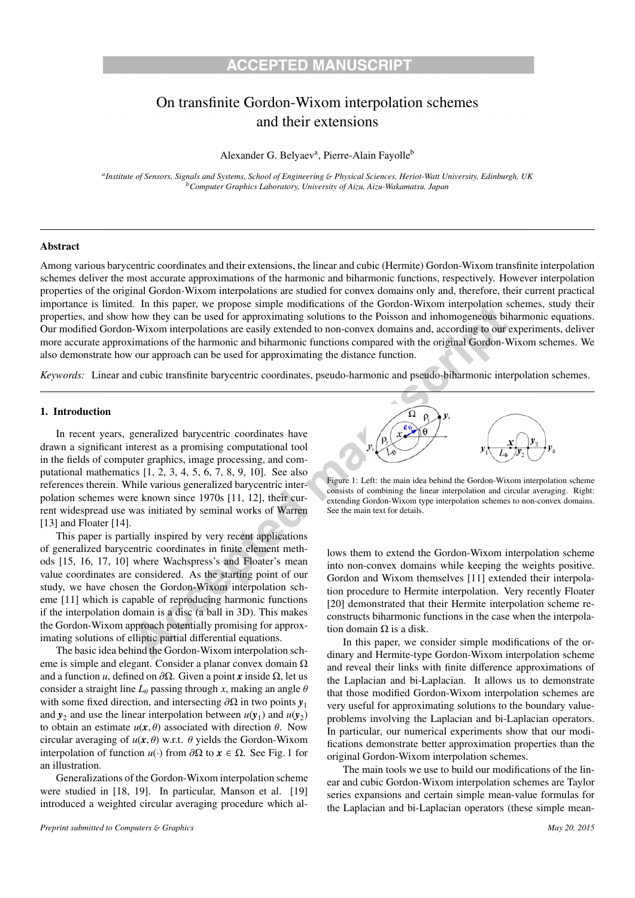**ACCEPTED MANUSCRIPT**

# On transfinite Gordon-Wixom interpolation schemes and their extensions

Alexander G. Belyaev[a], Pierre-Alain Fayolle[b]

[a]*Institute of Sensors, Signals and Systems, School of Engineering & Physical Sciences, Heriot-Watt University, Edinburgh, UK*
[b]*Computer Graphics Laboratory, University of Aizu, Aizu-Wakamatsu, Japan*

---

### Abstract

Among various barycentric coordinates and their extensions, the linear and cubic (Hermite) Gordon-Wixom transfinite interpolation schemes deliver the most accurate approximations of the harmonic and biharmonic functions, respectively. However interpolation properties of the original Gordon-Wixom interpolations are studied for convex domains only and, therefore, their current practical importance is limited. In this paper, we propose simple modifications of the Gordon-Wixom interpolation schemes, study their properties, and show how they can be used for approximating solutions to the Poisson and inhomogeneous biharmonic equations. Our modified Gordon-Wixom interpolations are easily extended to non-convex domains and, according to our experiments, deliver more accurate approximations of the harmonic and biharmonic functions compared with the original Gordon-Wixom schemes. We also demonstrate how our approach can be used for approximating the distance function.

*Keywords:* Linear and cubic transfinite barycentric coordinates, pseudo-harmonic and pseudo-biharmonic interpolation schemes.

---

## 1. Introduction

In recent years, generalized barycentric coordinates have drawn a significant interest as a promising computational tool in the fields of computer graphics, image processing, and computational mathematics [1, 2, 3, 4, 5, 6, 7, 8, 9, 10]. See also references therein. While various generalized barycentric interpolation schemes were known since 1970s [11, 12], their current widespread use was initiated by seminal works of Warren [13] and Floater [14].

This paper is partially inspired by very recent applications of generalized barycentric coordinates in finite element methods [15, 16, 17, 10] where Wachspress's and Floater's mean value coordinates are considered. As the starting point of our study, we have chosen the Gordon-Wixom interpolation scheme [11] which is capable of reproducing harmonic functions if the interpolation domain is a disc (a ball in 3D). This makes the Gordon-Wixom approach potentially promising for approximating solutions of elliptic partial differential equations.

The basic idea behind the Gordon-Wixom interpolation scheme is simple and elegant. Consider a planar convex domain $\Omega$ and a function $u$, defined on $\partial\Omega$. Given a point $\boldsymbol{x}$ inside $\Omega$, let us consider a straight line $L_\theta$ passing through $x$, making an angle $\theta$ with some fixed direction, and intersecting $\partial\Omega$ in two points $\boldsymbol{y}_1$ and $\boldsymbol{y}_2$ and use the linear interpolation between $u(\boldsymbol{y}_1)$ and $u(\boldsymbol{y}_2)$ to obtain an estimate $u(\boldsymbol{x}, \theta)$ associated with direction $\theta$. Now circular averaging of $u(\boldsymbol{x}, \theta)$ w.r.t. $\theta$ yields the Gordon-Wixom interpolation of function $u(\cdot)$ from $\partial\Omega$ to $\boldsymbol{x} \in \Omega$. See Fig. 1 for an illustration.

Generalizations of the Gordon-Wixom interpolation scheme were studied in [18, 19]. In particular, Manson et al. [19] introduced a weighted circular averaging procedure which allows them to extend the Gordon-Wixom interpolation scheme into non-convex domains while keeping the weights positive. Gordon and Wixom themselves [11] extended their interpolation procedure to Hermite interpolation. Very recently Floater [20] demonstrated that their Hermite interpolation scheme reconstructs biharmonic functions in the case when the interpolation domain $\Omega$ is a disk.

Figure 1: Left: the main idea behind the Gordon-Wixom interpolation scheme consists of combining the linear interpolation and circular averaging. Right: extending Gordon-Wixom type interpolation schemes to non-convex domains. See the main text for details.

In this paper, we consider simple modifications of the ordinary and Hermite-type Gordon-Wixom interpolation scheme and reveal their links with finite difference approximations of the Laplacian and bi-Laplacian. It allows us to demonstrate that those modified Gordon-Wixom interpolation schemes are very useful for approximating solutions to the boundary value-problems involving the Laplacian and bi-Laplacian operators. In particular, our numerical experiments show that our modifications demonstrate better approximation properties than the original Gordon-Wixom interpolation schemes.

The main tools we use to build our modifications of the linear and cubic Gordon-Wixom interpolation schemes are Taylor series expansions and certain simple mean-value formulas for the Laplacian and bi-Laplacian operators (these simple mean-

*Preprint submitted to Computers & Graphics* May 20, 2015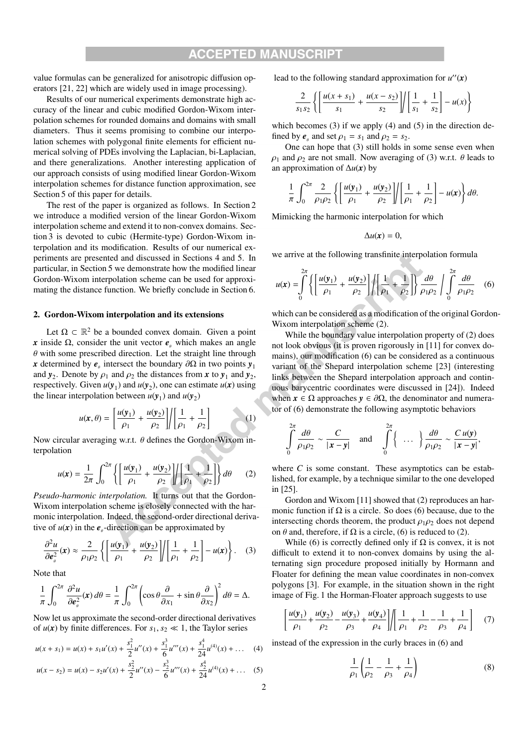value formulas can be generalized for anisotropic diffusion operators [21, 22] which are widely used in image processing).

Results of our numerical experiments demonstrate high accuracy of the linear and cubic modified Gordon-Wixom interpolation schemes for rounded domains and domains with small diameters. Thus it seems promising to combine our interpolation schemes with polygonal finite elements for efficient numerical solving of PDEs involving the Laplacian, bi-Laplacian, and there generalizations. Another interesting application of our approach consists of using modified linear Gordon-Wixom interpolation schemes for distance function approximation, see Section 5 of this paper for details.

The rest of the paper is organized as follows. In Section 2 we introduce a modified version of the linear Gordon-Wixom interpolation scheme and extend it to non-convex domains. Section 3 is devoted to cubic (Hermite-type) Gordon-Wixom interpolation and its modification. Results of our numerical experiments are presented and discussed in Sections 4 and 5. In particular, in Section 5 we demonstrate how the modified linear Gordon-Wixom interpolation scheme can be used for approximating the distance function. We briefly conclude in Section 6.

## 2. Gordon-Wixom interpolation and its extensions

Let $\Omega \subset \mathbb{R}^2$ be a bounded convex domain. Given a point $\boldsymbol{x}$ inside $\Omega$, consider the unit vector $\boldsymbol{e}_\theta$ which makes an angle $\theta$ with some prescribed direction. Let the straight line through $\boldsymbol{x}$ determined by $\boldsymbol{e}_\theta$ intersect the boundary $\partial\Omega$ in two points $\boldsymbol{y}_1$ and $\boldsymbol{y}_2$. Denote by $\rho_1$ and $\rho_2$ the distances from $\boldsymbol{x}$ to $\boldsymbol{y}_1$ and $\boldsymbol{y}_2$, respectively. Given $u(\boldsymbol{y}_1)$ and $u(\boldsymbol{y}_2)$, one can estimate $u(\boldsymbol{x})$ using the linear interpolation between $u(\boldsymbol{y}_1)$ and $u(\boldsymbol{y}_2)$

$$u(\boldsymbol{x},\theta) = \left[\frac{u(\boldsymbol{y}_1)}{\rho_1} + \frac{u(\boldsymbol{y}_2)}{\rho_2}\right] \bigg/ \left[\frac{1}{\rho_1} + \frac{1}{\rho_2}\right] \tag{1}$$

Now circular averaging w.r.t. $\theta$ defines the Gordon-Wixom interpolation

$$u(\boldsymbol{x}) = \frac{1}{2\pi}\int_0^{2\pi} \left\{\left[\frac{u(\boldsymbol{y}_1)}{\rho_1} + \frac{u(\boldsymbol{y}_2)}{\rho_2}\right] \bigg/ \left[\frac{1}{\rho_1} + \frac{1}{\rho_2}\right]\right\} d\theta \tag{2}$$

*Pseudo-harmonic interpolation.* It turns out that the Gordon-Wixom interpolation scheme is closely connected with the harmonic interpolation. Indeed, the second-order directional derivative of $u(\boldsymbol{x})$ in the $\boldsymbol{e}_\theta$-direction can be approximated by

$$\frac{\partial^2 u}{\partial \boldsymbol{e}_\theta^2}(\boldsymbol{x}) \approx \frac{2}{\rho_1\rho_2}\left\{\left[\frac{u(\boldsymbol{y}_1)}{\rho_1} + \frac{u(\boldsymbol{y}_2)}{\rho_2}\right] \bigg/ \left[\frac{1}{\rho_1} + \frac{1}{\rho_2}\right] - u(\boldsymbol{x})\right\}. \tag{3}$$

Note that

$$\frac{1}{\pi}\int_0^{2\pi} \frac{\partial^2 u}{\partial \boldsymbol{e}_\theta^2}(\boldsymbol{x})\, d\theta = \frac{1}{\pi}\int_0^{2\pi}\left(\cos\theta\frac{\partial}{\partial x_1} + \sin\theta\frac{\partial}{\partial x_2}\right)^2 d\theta = \Delta.$$

Now let us approximate the second-order directional derivatives of $u(\boldsymbol{x})$ by finite differences. For $s_1, s_2 \ll 1$, the Taylor series

$$u(x+s_1) = u(x) + s_1 u'(x) + \frac{s_1^2}{2}u''(x) + \frac{s_1^3}{6}u'''(x) + \frac{s_1^4}{24}u^{(4)}(x) + \dots \tag{4}$$

$$u(x-s_2) = u(x) - s_2 u'(x) + \frac{s_2^2}{2}u''(x) - \frac{s_2^3}{6}u'''(x) + \frac{s_2^4}{24}u^{(4)}(x) + \dots \tag{5}$$

lead to the following standard approximation for $u''(\boldsymbol{x})$

$$\frac{2}{s_1 s_2}\left\{\left[\frac{u(x+s_1)}{s_1} + \frac{u(x-s_2)}{s_2}\right] \bigg/ \left[\frac{1}{s_1} + \frac{1}{s_2}\right] - u(x)\right\}$$

which becomes (3) if we apply (4) and (5) in the direction defined by $\boldsymbol{e}_\theta$ and set $\rho_1 = s_1$ and $\rho_2 = s_2$.

One can hope that (3) still holds in some sense even when $\rho_1$ and $\rho_2$ are not small. Now averaging of (3) w.r.t. $\theta$ leads to an approximation of $\Delta u(\boldsymbol{x})$ by

$$\frac{1}{\pi}\int_0^{2\pi} \frac{2}{\rho_1\rho_2}\left\{\left[\frac{u(\boldsymbol{y}_1)}{\rho_1} + \frac{u(\boldsymbol{y}_2)}{\rho_2}\right] \bigg/ \left[\frac{1}{\rho_1} + \frac{1}{\rho_2}\right] - u(\boldsymbol{x})\right\} d\theta.$$

Mimicking the harmonic interpolation for which

$$\Delta u(\boldsymbol{x}) = 0,$$

we arrive at the following transfinite interpolation formula

$$u(\boldsymbol{x}) = \int_0^{2\pi} \left\{\left[\frac{u(\boldsymbol{y}_1)}{\rho_1} + \frac{u(\boldsymbol{y}_2)}{\rho_2}\right] \bigg/ \left[\frac{1}{\rho_1} + \frac{1}{\rho_2}\right]\right\} \frac{d\theta}{\rho_1\rho_2} \bigg/ \int_0^{2\pi} \frac{d\theta}{\rho_1\rho_2} \tag{6}$$

which can be considered as a modification of the original Gordon-Wixom interpolation scheme (2).

While the boundary value interpolation property of (2) does not look obvious (it is proven rigorously in [11] for convex domains), our modification (6) can be considered as a continuous variant of the Shepard interpolation scheme [23] (interesting links between the Shepard interpolation approach and continuous barycentric coordinates were discussed in [24]). Indeed when $\boldsymbol{x} \in \Omega$ approaches $\boldsymbol{y} \in \partial\Omega$, the denominator and numerator of (6) demonstrate the following asymptotic behaviors

$$\int_0^{2\pi} \frac{d\theta}{\rho_1\rho_2} \sim \frac{C}{|\boldsymbol{x}-\boldsymbol{y}|} \quad \text{and} \quad \int_0^{2\pi} \left\{\ \dots\ \right\} \frac{d\theta}{\rho_1\rho_2} \sim \frac{C\, u(\boldsymbol{y})}{|\boldsymbol{x}-\boldsymbol{y}|},$$

where $C$ is some constant. These asymptotics can be established, for example, by a technique similar to the one developed in [25].

Gordon and Wixom [11] showed that (2) reproduces an harmonic function if $\Omega$ is a circle. So does (6) because, due to the intersecting chords theorem, the product $\rho_1\rho_2$ does not depend on $\theta$ and, therefore, if $\Omega$ is a circle, (6) is reduced to (2).

While (6) is correctly defined only if $\Omega$ is convex, it is not difficult to extend it to non-convex domains by using the alternating sign procedure proposed initially by Hormann and Floater for defining the mean value coordinates in non-convex polygons [3]. For example, in the situation shown in the right image of Fig. 1 the Horman-Floater approach suggests to use

$$\left[\frac{u(\boldsymbol{y}_1)}{\rho_1} + \frac{u(\boldsymbol{y}_2)}{\rho_2} - \frac{u(\boldsymbol{y}_3)}{\rho_3} + \frac{u(\boldsymbol{y}_4)}{\rho_4}\right] \bigg/ \left[\frac{1}{\rho_1} + \frac{1}{\rho_2} - \frac{1}{\rho_3} + \frac{1}{\rho_4}\right] \tag{7}$$

instead of the expression in the curly braces in (6) and

$$\frac{1}{\rho_1}\left(\frac{1}{\rho_2} - \frac{1}{\rho_3} + \frac{1}{\rho_4}\right) \tag{8}$$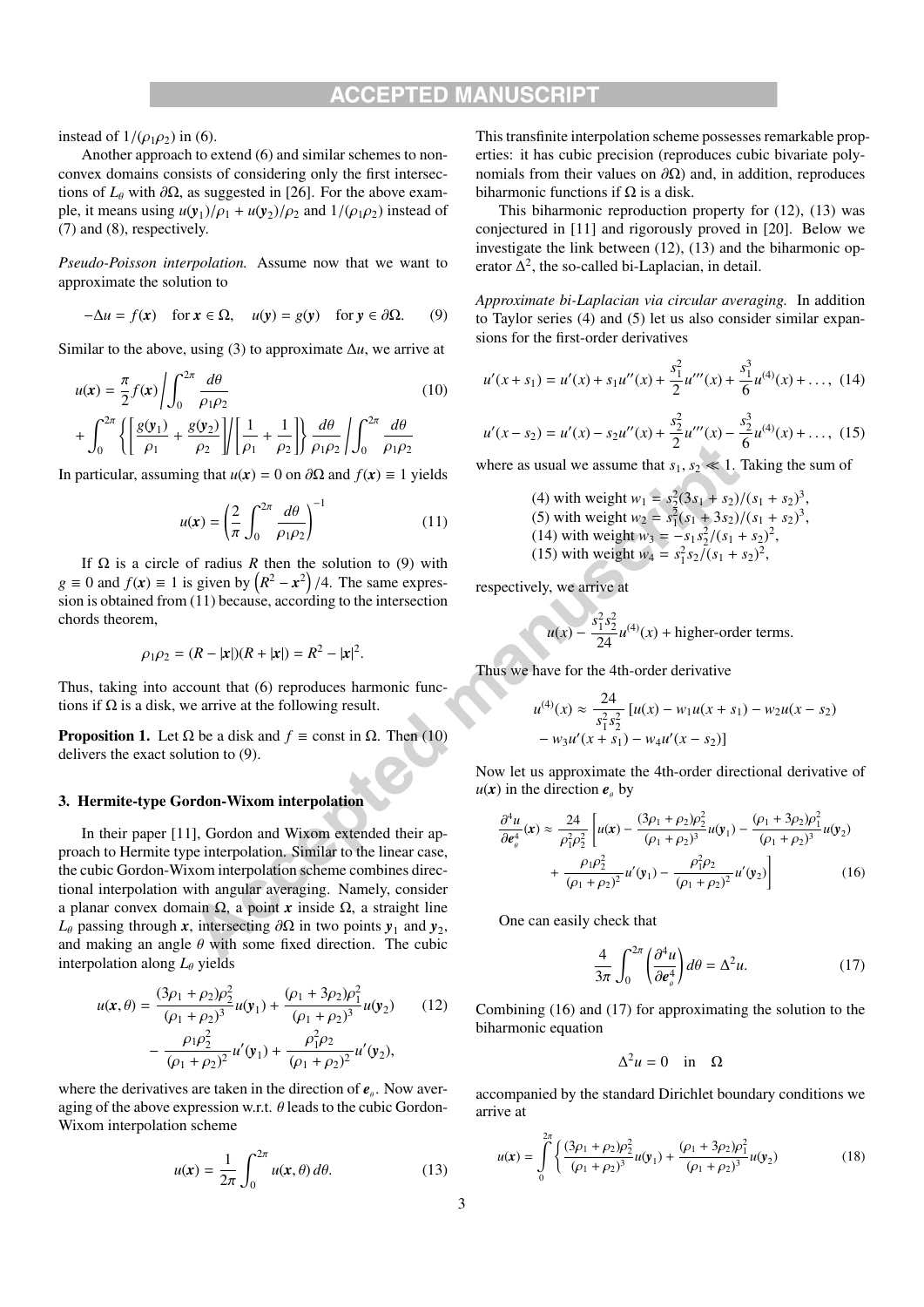instead of $1/(\rho_1\rho_2)$ in (6).

Another approach to extend (6) and similar schemes to nonconvex domains consists of considering only the first intersections of $L_\theta$ with $\partial\Omega$, as suggested in [26]. For the above example, it means using $u(\boldsymbol{y}_1)/\rho_1 + u(\boldsymbol{y}_2)/\rho_2$ and $1/(\rho_1\rho_2)$ instead of (7) and (8), respectively.

*Pseudo-Poisson interpolation.* Assume now that we want to approximate the solution to

$$-\Delta u = f(\boldsymbol{x}) \quad \text{for } \boldsymbol{x} \in \Omega, \quad u(\boldsymbol{y}) = g(\boldsymbol{y}) \quad \text{for } \boldsymbol{y} \in \partial\Omega. \tag{9}$$

Similar to the above, using (3) to approximate $\Delta u$, we arrive at

$$u(\boldsymbol{x}) = \frac{\pi}{2} f(\boldsymbol{x}) \bigg/ \int_0^{2\pi} \frac{d\theta}{\rho_1\rho_2} \tag{10}$$
$$+ \int_0^{2\pi} \left\{ \left[ \frac{g(\boldsymbol{y}_1)}{\rho_1} + \frac{g(\boldsymbol{y}_2)}{\rho_2} \right] \bigg/ \left[ \frac{1}{\rho_1} + \frac{1}{\rho_2} \right] \right\} \frac{d\theta}{\rho_1\rho_2} \bigg/ \int_0^{2\pi} \frac{d\theta}{\rho_1\rho_2}$$

In particular, assuming that $u(\boldsymbol{x}) = 0$ on $\partial\Omega$ and $f(\boldsymbol{x}) \equiv 1$ yields

$$u(\boldsymbol{x}) = \left( \frac{2}{\pi} \int_0^{2\pi} \frac{d\theta}{\rho_1\rho_2} \right)^{-1} \tag{11}$$

If $\Omega$ is a circle of radius $R$ then the solution to (9) with $g \equiv 0$ and $f(\boldsymbol{x}) \equiv 1$ is given by $\left(R^2 - \boldsymbol{x}^2\right)/4$. The same expression is obtained from (11) because, according to the intersection chords theorem,

$$\rho_1\rho_2 = (R - |\boldsymbol{x}|)(R + |\boldsymbol{x}|) = R^2 - |\boldsymbol{x}|^2.$$

Thus, taking into account that (6) reproduces harmonic functions if $\Omega$ is a disk, we arrive at the following result.

**Proposition 1.** Let $\Omega$ be a disk and $f \equiv$ const in $\Omega$. Then (10) delivers the exact solution to (9).

### 3. Hermite-type Gordon-Wixom interpolation

In their paper [11], Gordon and Wixom extended their approach to Hermite type interpolation. Similar to the linear case, the cubic Gordon-Wixom interpolation scheme combines directional interpolation with angular averaging. Namely, consider a planar convex domain $\Omega$, a point $\boldsymbol{x}$ inside $\Omega$, a straight line $L_\theta$ passing through $\boldsymbol{x}$, intersecting $\partial\Omega$ in two points $\boldsymbol{y}_1$ and $\boldsymbol{y}_2$, and making an angle $\theta$ with some fixed direction. The cubic interpolation along $L_\theta$ yields

$$u(\boldsymbol{x}, \theta) = \frac{(3\rho_1 + \rho_2)\rho_2^2}{(\rho_1 + \rho_2)^3} u(\boldsymbol{y}_1) + \frac{(\rho_1 + 3\rho_2)\rho_1^2}{(\rho_1 + \rho_2)^3} u(\boldsymbol{y}_2) \tag{12}$$
$$- \frac{\rho_1\rho_2^2}{(\rho_1 + \rho_2)^2} u'(\boldsymbol{y}_1) + \frac{\rho_1^2\rho_2}{(\rho_1 + \rho_2)^2} u'(\boldsymbol{y}_2),$$

where the derivatives are taken in the direction of $\boldsymbol{e}_\theta$. Now averaging of the above expression w.r.t. $\theta$ leads to the cubic Gordon-Wixom interpolation scheme

$$u(\boldsymbol{x}) = \frac{1}{2\pi} \int_0^{2\pi} u(\boldsymbol{x}, \theta)\, d\theta. \tag{13}$$

This transfinite interpolation scheme possesses remarkable properties: it has cubic precision (reproduces cubic bivariate polynomials from their values on $\partial\Omega$) and, in addition, reproduces biharmonic functions if $\Omega$ is a disk.

This biharmonic reproduction property for (12), (13) was conjectured in [11] and rigorously proved in [20]. Below we investigate the link between (12), (13) and the biharmonic operator $\Delta^2$, the so-called bi-Laplacian, in detail.

*Approximate bi-Laplacian via circular averaging.* In addition to Taylor series (4) and (5) let us also consider similar expansions for the first-order derivatives

$$u'(x + s_1) = u'(x) + s_1 u''(x) + \frac{s_1^2}{2} u'''(x) + \frac{s_1^3}{6} u^{(4)}(x) + \ldots, \tag{14}$$

$$u'(x - s_2) = u'(x) - s_2 u''(x) + \frac{s_2^2}{2} u'''(x) - \frac{s_2^3}{6} u^{(4)}(x) + \ldots, \tag{15}$$

where as usual we assume that $s_1, s_2 \ll 1$. Taking the sum of

(4) with weight $w_1 = s_2^2(3s_1 + s_2)/(s_1 + s_2)^3$,
(5) with weight $w_2 = s_1^2(s_1 + 3s_2)/(s_1 + s_2)^3$,
(14) with weight $w_3 = -s_1 s_2^2/(s_1 + s_2)^2$,
(15) with weight $w_4 = s_1^2 s_2/(s_1 + s_2)^2$,

respectively, we arrive at

$$u(x) - \frac{s_1^2 s_2^2}{24} u^{(4)}(x) + \text{higher-order terms.}$$

Thus we have for the 4th-order derivative

$$u^{(4)}(x) \approx \frac{24}{s_1^2 s_2^2} \left[ u(x) - w_1 u(x + s_1) - w_2 u(x - s_2) \right.$$
$$\left. - w_3 u'(x + s_1) - w_4 u'(x - s_2) \right]$$

Now let us approximate the 4th-order directional derivative of $u(\boldsymbol{x})$ in the direction $\boldsymbol{e}_\theta$ by

$$\frac{\partial^4 u}{\partial \boldsymbol{e}_\theta^4}(\boldsymbol{x}) \approx \frac{24}{\rho_1^2\rho_2^2} \left[ u(\boldsymbol{x}) - \frac{(3\rho_1 + \rho_2)\rho_2^2}{(\rho_1 + \rho_2)^3} u(\boldsymbol{y}_1) - \frac{(\rho_1 + 3\rho_2)\rho_1^2}{(\rho_1 + \rho_2)^3} u(\boldsymbol{y}_2) \right.$$
$$\left. + \frac{\rho_1\rho_2^2}{(\rho_1 + \rho_2)^2} u'(\boldsymbol{y}_1) - \frac{\rho_1^2\rho_2}{(\rho_1 + \rho_2)^2} u'(\boldsymbol{y}_2) \right] \tag{16}$$

One can easily check that

$$\frac{4}{3\pi} \int_0^{2\pi} \left( \frac{\partial^4 u}{\partial \boldsymbol{e}_\theta^4} \right) d\theta = \Delta^2 u. \tag{17}$$

Combining (16) and (17) for approximating the solution to the biharmonic equation

$$\Delta^2 u = 0 \quad \text{in} \quad \Omega$$

accompanied by the standard Dirichlet boundary conditions we arrive at

$$u(\boldsymbol{x}) = \int_0^{2\pi} \left\{ \frac{(3\rho_1 + \rho_2)\rho_2^2}{(\rho_1 + \rho_2)^3} u(\boldsymbol{y}_1) + \frac{(\rho_1 + 3\rho_2)\rho_1^2}{(\rho_1 + \rho_2)^3} u(\boldsymbol{y}_2) \right. \tag{18}$$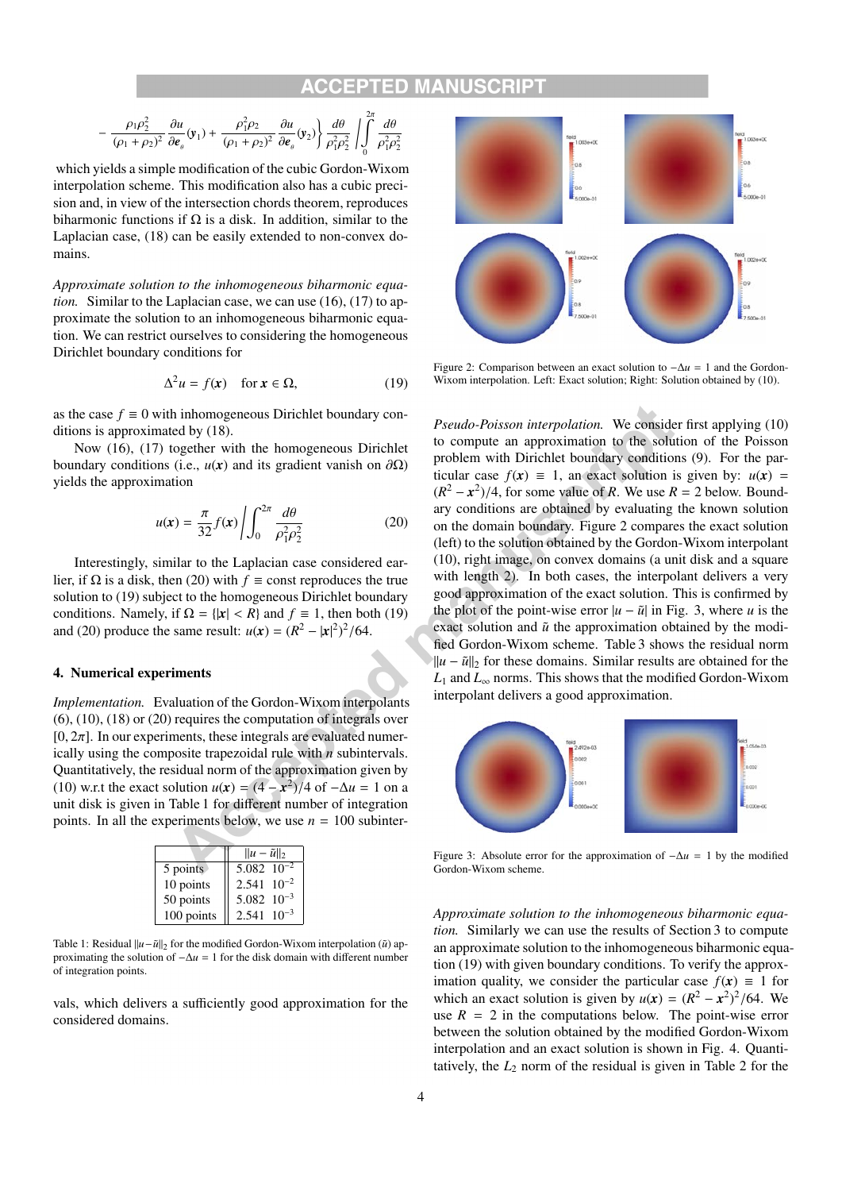$$- \frac{\rho_1 \rho_2^2}{(\rho_1+\rho_2)^2} \frac{\partial u}{\partial \boldsymbol{e}_\theta}(\boldsymbol{y}_1) + \frac{\rho_1^2 \rho_2}{(\rho_1+\rho_2)^2} \frac{\partial u}{\partial \boldsymbol{e}_\theta}(\boldsymbol{y}_2) \Bigg\} \frac{d\theta}{\rho_1^2\rho_2^2} \Bigg/ \int_0^{2\pi} \frac{d\theta}{\rho_1^2\rho_2^2}$$

which yields a simple modification of the cubic Gordon-Wixom interpolation scheme. This modification also has a cubic precision and, in view of the intersection chords theorem, reproduces biharmonic functions if $\Omega$ is a disk. In addition, similar to the Laplacian case, (18) can be easily extended to non-convex domains.

*Approximate solution to the inhomogeneous biharmonic equation.* Similar to the Laplacian case, we can use (16), (17) to approximate the solution to an inhomogeneous biharmonic equation. We can restrict ourselves to considering the homogeneous Dirichlet boundary conditions for

$$\Delta^2 u = f(\boldsymbol{x}) \quad \text{for } \boldsymbol{x} \in \Omega, \tag{19}$$

as the case $f \equiv 0$ with inhomogeneous Dirichlet boundary conditions is approximated by (18).

Now (16), (17) together with the homogeneous Dirichlet boundary conditions (i.e., $u(\boldsymbol{x})$ and its gradient vanish on $\partial\Omega$) yields the approximation

$$u(\boldsymbol{x}) = \frac{\pi}{32} f(\boldsymbol{x}) \Bigg/ \int_0^{2\pi} \frac{d\theta}{\rho_1^2\rho_2^2} \tag{20}$$

Interestingly, similar to the Laplacian case considered earlier, if $\Omega$ is a disk, then (20) with $f \equiv$ const reproduces the true solution to (19) subject to the homogeneous Dirichlet boundary conditions. Namely, if $\Omega = \{|\boldsymbol{x}| < R\}$ and $f \equiv 1$, then both (19) and (20) produce the same result: $u(\boldsymbol{x}) = (R^2 - |\boldsymbol{x}|^2)^2/64$.

## 4. Numerical experiments

*Implementation.* Evaluation of the Gordon-Wixom interpolants (6), (10), (18) or (20) requires the computation of integrals over $[0, 2\pi]$. In our experiments, these integrals are evaluated numerically using the composite trapezoidal rule with $n$ subintervals. Quantitatively, the residual norm of the approximation given by (10) w.r.t the exact solution $u(\boldsymbol{x}) = (4 - \boldsymbol{x}^2)/4$ of $-\Delta u = 1$ on a unit disk is given in Table 1 for different number of integration points. In all the experiments below, we use $n = 100$ subintervals, which delivers a sufficiently good approximation for the considered domains.

| | $\|u - \tilde{u}\|_2$ |
|---|---|
| 5 points | 5.082 $10^{-2}$ |
| 10 points | 2.541 $10^{-2}$ |
| 50 points | 5.082 $10^{-3}$ |
| 100 points | 2.541 $10^{-3}$ |

Table 1: Residual $\|u - \tilde{u}\|_2$ for the modified Gordon-Wixom interpolation ($\tilde{u}$) approximating the solution of $-\Delta u = 1$ for the disk domain with different number of integration points.

Figure 2: Comparison between an exact solution to $-\Delta u = 1$ and the Gordon-Wixom interpolation. Left: Exact solution; Right: Solution obtained by (10).

*Pseudo-Poisson interpolation.* We consider first applying (10) to compute an approximation to the solution of the Poisson problem with Dirichlet boundary conditions (9). For the particular case $f(\boldsymbol{x}) \equiv 1$, an exact solution is given by: $u(\boldsymbol{x}) = (R^2 - \boldsymbol{x}^2)/4$, for some value of $R$. We use $R = 2$ below. Boundary conditions are obtained by evaluating the known solution on the domain boundary. Figure 2 compares the exact solution (left) to the solution obtained by the Gordon-Wixom interpolant (10), right image, on convex domains (a unit disk and a square with length 2). In both cases, the interpolant delivers a very good approximation of the exact solution. This is confirmed by the plot of the point-wise error $|u - \tilde{u}|$ in Fig. 3, where $u$ is the exact solution and $\tilde{u}$ the approximation obtained by the modified Gordon-Wixom scheme. Table 3 shows the residual norm $\|u - \tilde{u}\|_2$ for these domains. Similar results are obtained for the $L_1$ and $L_\infty$ norms. This shows that the modified Gordon-Wixom interpolant delivers a good approximation.

Figure 3: Absolute error for the approximation of $-\Delta u = 1$ by the modified Gordon-Wixom scheme.

*Approximate solution to the inhomogeneous biharmonic equation.* Similarly we can use the results of Section 3 to compute an approximate solution to the inhomogeneous biharmonic equation (19) with given boundary conditions. To verify the approximation quality, we consider the particular case $f(\boldsymbol{x}) \equiv 1$ for which an exact solution is given by $u(\boldsymbol{x}) = (R^2 - \boldsymbol{x}^2)^2/64$. We use $R = 2$ in the computations below. The point-wise error between the solution obtained by the modified Gordon-Wixom interpolation and an exact solution is shown in Fig. 4. Quantitatively, the $L_2$ norm of the residual is given in Table 2 for the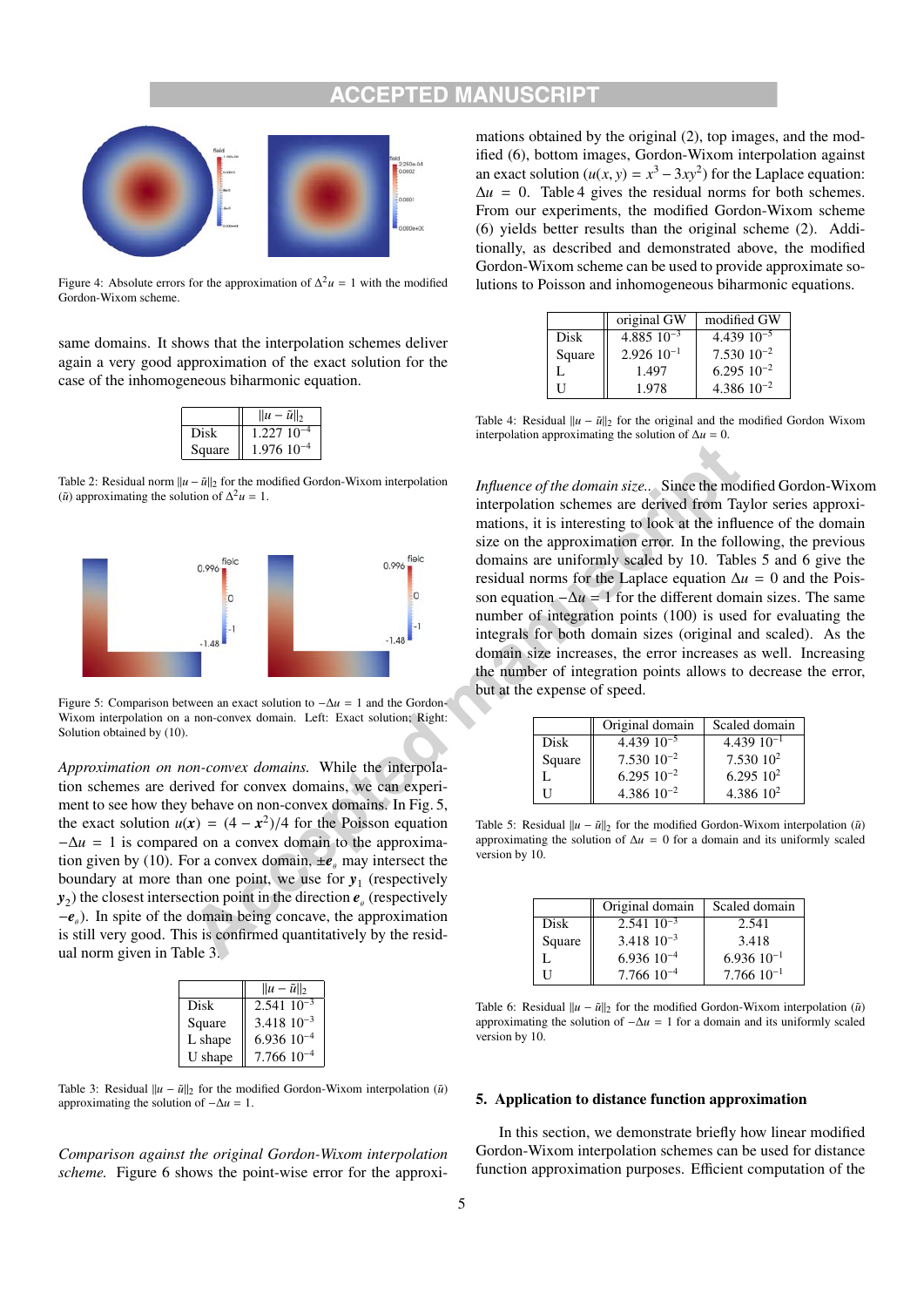Figure 4: Absolute errors for the approximation of $\Delta^2 u = 1$ with the modified Gordon-Wixom scheme.

same domains. It shows that the interpolation schemes deliver again a very good approximation of the exact solution for the case of the inhomogeneous biharmonic equation.

| | $\|u - \tilde{u}\|_2$ |
|---|---|
| Disk | $1.227\ 10^{-4}$ |
| Square | $1.976\ 10^{-4}$ |

Table 2: Residual norm $\|u - \tilde{u}\|_2$ for the modified Gordon-Wixom interpolation ($\tilde{u}$) approximating the solution of $\Delta^2 u = 1$.

Figure 5: Comparison between an exact solution to $-\Delta u = 1$ and the Gordon-Wixom interpolation on a non-convex domain. Left: Exact solution; Right: Solution obtained by (10).

*Approximation on non-convex domains.* While the interpolation schemes are derived for convex domains, we can experiment to see how they behave on non-convex domains. In Fig. 5, the exact solution $u(\boldsymbol{x}) = (4 - \boldsymbol{x}^2)/4$ for the Poisson equation $-\Delta u = 1$ is compared on a convex domain to the approximation given by (10). For a convex domain, $\pm \boldsymbol{e}_\theta$ may intersect the boundary at more than one point, we use for $\boldsymbol{y}_1$ (respectively $\boldsymbol{y}_2$) the closest intersection point in the direction $\boldsymbol{e}_\theta$ (respectively $-\boldsymbol{e}_\theta$). In spite of the domain being concave, the approximation is still very good. This is confirmed quantitatively by the residual norm given in Table 3.

| | $\|u - \tilde{u}\|_2$ |
|---|---|
| Disk | $2.541\ 10^{-3}$ |
| Square | $3.418\ 10^{-3}$ |
| L shape | $6.936\ 10^{-4}$ |
| U shape | $7.766\ 10^{-4}$ |

Table 3: Residual $\|u - \tilde{u}\|_2$ for the modified Gordon-Wixom interpolation ($\tilde{u}$) approximating the solution of $-\Delta u = 1$.

*Comparison against the original Gordon-Wixom interpolation scheme.* Figure 6 shows the point-wise error for the approximations obtained by the original (2), top images, and the modified (6), bottom images, Gordon-Wixom interpolation against an exact solution ($u(x, y) = x^3 - 3xy^2$) for the Laplace equation: $\Delta u = 0$. Table 4 gives the residual norms for both schemes. From our experiments, the modified Gordon-Wixom scheme (6) yields better results than the original scheme (2). Additionally, as described and demonstrated above, the modified Gordon-Wixom scheme can be used to provide approximate solutions to Poisson and inhomogeneous biharmonic equations.

| | original GW | modified GW |
|---|---|---|
| Disk | $4.885\ 10^{-3}$ | $4.439\ 10^{-5}$ |
| Square | $2.926\ 10^{-1}$ | $7.530\ 10^{-2}$ |
| L | 1.497 | $6.295\ 10^{-2}$ |
| U | 1.978 | $4.386\ 10^{-2}$ |

Table 4: Residual $\|u - \tilde{u}\|_2$ for the original and the modified Gordon Wixom interpolation approximating the solution of $\Delta u = 0$.

*Influence of the domain size..* Since the modified Gordon-Wixom interpolation schemes are derived from Taylor series approximations, it is interesting to look at the influence of the domain size on the approximation error. In the following, the previous domains are uniformly scaled by 10. Tables 5 and 6 give the residual norms for the Laplace equation $\Delta u = 0$ and the Poisson equation $-\Delta u = 1$ for the different domain sizes. The same number of integration points (100) is used for evaluating the integrals for both domain sizes (original and scaled). As the domain size increases, the error increases as well. Increasing the number of integration points allows to decrease the error, but at the expense of speed.

| | Original domain | Scaled domain |
|---|---|---|
| Disk | $4.439\ 10^{-5}$ | $4.439\ 10^{-1}$ |
| Square | $7.530\ 10^{-2}$ | $7.530\ 10^{2}$ |
| L | $6.295\ 10^{-2}$ | $6.295\ 10^{2}$ |
| U | $4.386\ 10^{-2}$ | $4.386\ 10^{2}$ |

Table 5: Residual $\|u - \tilde{u}\|_2$ for the modified Gordon-Wixom interpolation ($\tilde{u}$) approximating the solution of $\Delta u = 0$ for a domain and its uniformly scaled version by 10.

| | Original domain | Scaled domain |
|---|---|---|
| Disk | $2.541\ 10^{-3}$ | 2.541 |
| Square | $3.418\ 10^{-3}$ | 3.418 |
| L | $6.936\ 10^{-4}$ | $6.936\ 10^{-1}$ |
| U | $7.766\ 10^{-4}$ | $7.766\ 10^{-1}$ |

Table 6: Residual $\|u - \tilde{u}\|_2$ for the modified Gordon-Wixom interpolation ($\tilde{u}$) approximating the solution of $-\Delta u = 1$ for a domain and its uniformly scaled version by 10.

## 5. Application to distance function approximation

In this section, we demonstrate briefly how linear modified Gordon-Wixom interpolation schemes can be used for distance function approximation purposes. Efficient computation of the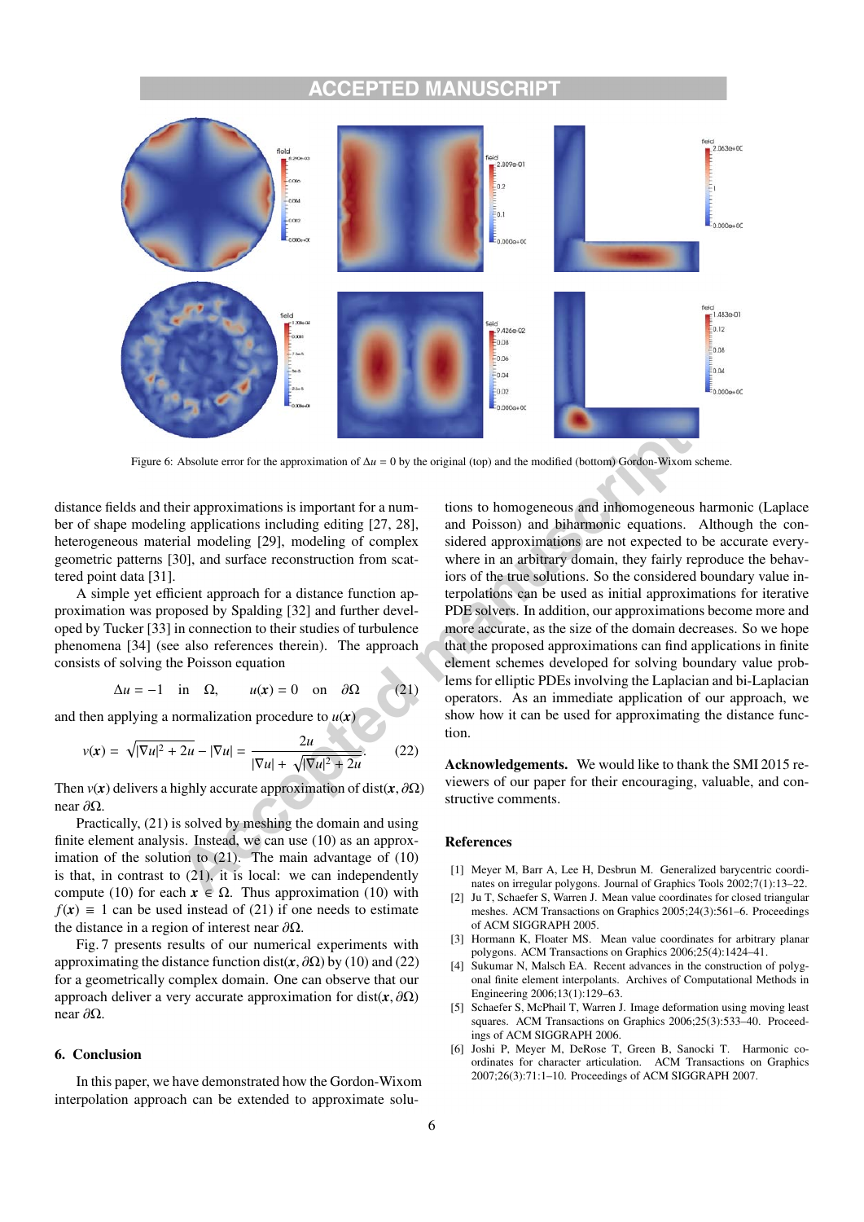Figure 6: Absolute error for the approximation of $\Delta u = 0$ by the original (top) and the modified (bottom) Gordon-Wixom scheme.

distance fields and their approximations is important for a number of shape modeling applications including editing [27, 28], heterogeneous material modeling [29], modeling of complex geometric patterns [30], and surface reconstruction from scattered point data [31].

A simple yet efficient approach for a distance function approximation was proposed by Spalding [32] and further developed by Tucker [33] in connection to their studies of turbulence phenomena [34] (see also references therein). The approach consists of solving the Poisson equation

$$\Delta u = -1 \quad \text{in} \quad \Omega, \qquad u(\boldsymbol{x}) = 0 \quad \text{on} \quad \partial\Omega \tag{21}$$

and then applying a normalization procedure to $u(\boldsymbol{x})$

$$v(\boldsymbol{x}) = \sqrt{|\nabla u|^2 + 2u} - |\nabla u| = \frac{2u}{|\nabla u| + \sqrt{|\nabla u|^2 + 2u}}. \tag{22}$$

Then $v(\boldsymbol{x})$ delivers a highly accurate approximation of $\text{dist}(\boldsymbol{x}, \partial\Omega)$ near $\partial\Omega$.

Practically, (21) is solved by meshing the domain and using finite element analysis. Instead, we can use (10) as an approximation of the solution to (21). The main advantage of (10) is that, in contrast to (21), it is local: we can independently compute (10) for each $\boldsymbol{x} \in \Omega$. Thus approximation (10) with $f(\boldsymbol{x}) \equiv 1$ can be used instead of (21) if one needs to estimate the distance in a region of interest near $\partial\Omega$.

Fig. 7 presents results of our numerical experiments with approximating the distance function $\text{dist}(\boldsymbol{x}, \partial\Omega)$ by (10) and (22) for a geometrically complex domain. One can observe that our approach deliver a very accurate approximation for $\text{dist}(\boldsymbol{x}, \partial\Omega)$ near $\partial\Omega$.

## 6. Conclusion

In this paper, we have demonstrated how the Gordon-Wixom interpolation approach can be extended to approximate solutions to homogeneous and inhomogeneous harmonic (Laplace and Poisson) and biharmonic equations. Although the considered approximations are not expected to be accurate everywhere in an arbitrary domain, they fairly reproduce the behaviors of the true solutions. So the considered boundary value interpolations can be used as initial approximations for iterative PDE solvers. In addition, our approximations become more and more accurate, as the size of the domain decreases. So we hope that the proposed approximations can find applications in finite element schemes developed for solving boundary value problems for elliptic PDEs involving the Laplacian and bi-Laplacian operators. As an immediate application of our approach, we show how it can be used for approximating the distance function.

**Acknowledgements.** We would like to thank the SMI 2015 reviewers of our paper for their encouraging, valuable, and constructive comments.

## References

[1] Meyer M, Barr A, Lee H, Desbrun M. Generalized barycentric coordinates on irregular polygons. Journal of Graphics Tools 2002;7(1):13–22.

[2] Ju T, Schaefer S, Warren J. Mean value coordinates for closed triangular meshes. ACM Transactions on Graphics 2005;24(3):561–6. Proceedings of ACM SIGGRAPH 2005.

[3] Hormann K, Floater MS. Mean value coordinates for arbitrary planar polygons. ACM Transactions on Graphics 2006;25(4):1424–41.

[4] Sukumar N, Malsch EA. Recent advances in the construction of polygonal finite element interpolants. Archives of Computational Methods in Engineering 2006;13(1):129–63.

[5] Schaefer S, McPhail T, Warren J. Image deformation using moving least squares. ACM Transactions on Graphics 2006;25(3):533–40. Proceedings of ACM SIGGRAPH 2006.

[6] Joshi P, Meyer M, DeRose T, Green B, Sanocki T. Harmonic coordinates for character articulation. ACM Transactions on Graphics 2007;26(3):71:1–10. Proceedings of ACM SIGGRAPH 2007.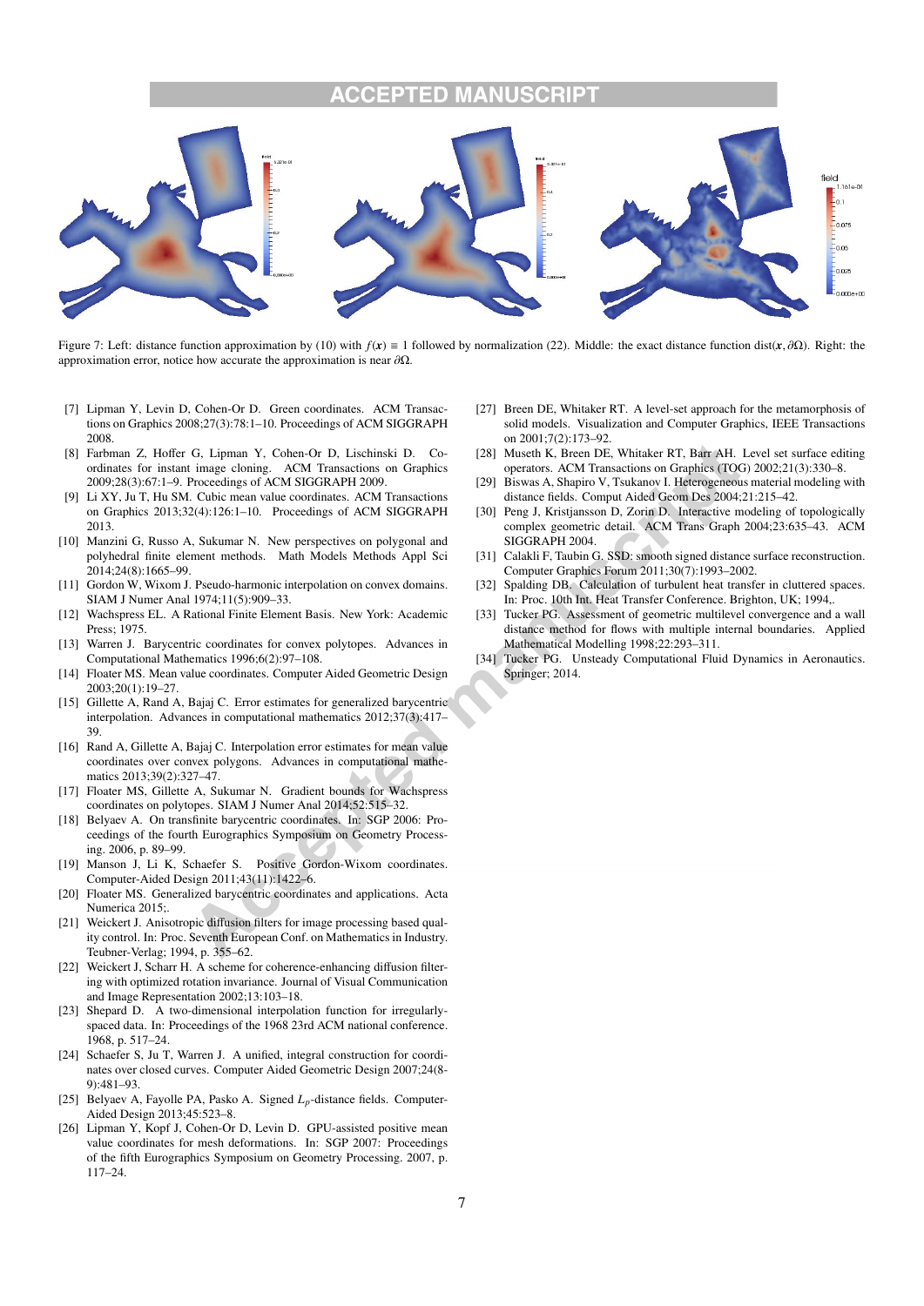field
5.327e-01
0.4
0.2
0.000e+00

field
5.301e-01
0.4
0.2
0.000e+00

field
1.161e-01
0.1
0.075
0.05
0.025
0.000e+00

Figure 7: Left: distance function approximation by (10) with $f(x) \equiv 1$ followed by normalization (22). Middle: the exact distance function $\text{dist}(x, \partial\Omega)$. Right: the approximation error, notice how accurate the approximation is near $\partial\Omega$.

[7] Lipman Y, Levin D, Cohen-Or D. Green coordinates. ACM Transactions on Graphics 2008;27(3):78:1–10. Proceedings of ACM SIGGRAPH 2008.

[8] Farbman Z, Hoffer G, Lipman Y, Cohen-Or D, Lischinski D. Coordinates for instant image cloning. ACM Transactions on Graphics 2009;28(3):67:1–9. Proceedings of ACM SIGGRAPH 2009.

[9] Li XY, Ju T, Hu SM. Cubic mean value coordinates. ACM Transactions on Graphics 2013;32(4):126:1–10. Proceedings of ACM SIGGRAPH 2013.

[10] Manzini G, Russo A, Sukumar N. New perspectives on polygonal and polyhedral finite element methods. Math Models Methods Appl Sci 2014;24(8):1665–99.

[11] Gordon W, Wixom J. Pseudo-harmonic interpolation on convex domains. SIAM J Numer Anal 1974;11(5):909–33.

[12] Wachspress EL. A Rational Finite Element Basis. New York: Academic Press; 1975.

[13] Warren J. Barycentric coordinates for convex polytopes. Advances in Computational Mathematics 1996;6(2):97–108.

[14] Floater MS. Mean value coordinates. Computer Aided Geometric Design 2003;20(1):19–27.

[15] Gillette A, Rand A, Bajaj C. Error estimates for generalized barycentric interpolation. Advances in computational mathematics 2012;37(3):417–39.

[16] Rand A, Gillette A, Bajaj C. Interpolation error estimates for mean value coordinates over convex polygons. Advances in computational mathematics 2013;39(2):327–47.

[17] Floater MS, Gillette A, Sukumar N. Gradient bounds for Wachspress coordinates on polytopes. SIAM J Numer Anal 2014;52:515–32.

[18] Belyaev A. On transfinite barycentric coordinates. In: SGP 2006: Proceedings of the fourth Eurographics Symposium on Geometry Processing. 2006, p. 89–99.

[19] Manson J, Li K, Schaefer S. Positive Gordon-Wixom coordinates. Computer-Aided Design 2011;43(11):1422–6.

[20] Floater MS. Generalized barycentric coordinates and applications. Acta Numerica 2015;.

[21] Weickert J. Anisotropic diffusion filters for image processing based quality control. In: Proc. Seventh European Conf. on Mathematics in Industry. Teubner-Verlag; 1994, p. 355–62.

[22] Weickert J, Scharr H. A scheme for coherence-enhancing diffusion filtering with optimized rotation invariance. Journal of Visual Communication and Image Representation 2002;13:103–18.

[23] Shepard D. A two-dimensional interpolation function for irregularly-spaced data. In: Proceedings of the 1968 23rd ACM national conference. 1968, p. 517–24.

[24] Schaefer S, Ju T, Warren J. A unified, integral construction for coordinates over closed curves. Computer Aided Geometric Design 2007;24(8-9):481–93.

[25] Belyaev A, Fayolle PA, Pasko A. Signed $L_p$-distance fields. Computer-Aided Design 2013;45:523–8.

[26] Lipman Y, Kopf J, Cohen-Or D, Levin D. GPU-assisted positive mean value coordinates for mesh deformations. In: SGP 2007: Proceedings of the fifth Eurographics Symposium on Geometry Processing. 2007, p. 117–24.

[27] Breen DE, Whitaker RT. A level-set approach for the metamorphosis of solid models. Visualization and Computer Graphics, IEEE Transactions on 2001;7(2):173–92.

[28] Museth K, Breen DE, Whitaker RT, Barr AH. Level set surface editing operators. ACM Transactions on Graphics (TOG) 2002;21(3):330–8.

[29] Biswas A, Shapiro V, Tsukanov I. Heterogeneous material modeling with distance fields. Comput Aided Geom Des 2004;21:215–42.

[30] Peng J, Kristjansson D, Zorin D. Interactive modeling of topologically complex geometric detail. ACM Trans Graph 2004;23:635–43. ACM SIGGRAPH 2004.

[31] Calakli F, Taubin G. SSD: smooth signed distance surface reconstruction. Computer Graphics Forum 2011;30(7):1993–2002.

[32] Spalding DB. Calculation of turbulent heat transfer in cluttered spaces. In: Proc. 10th Int. Heat Transfer Conference. Brighton, UK; 1994,.

[33] Tucker PG. Assessment of geometric multilevel convergence and a wall distance method for flows with multiple internal boundaries. Applied Mathematical Modelling 1998;22:293–311.

[34] Tucker PG. Unsteady Computational Fluid Dynamics in Aeronautics. Springer; 2014.